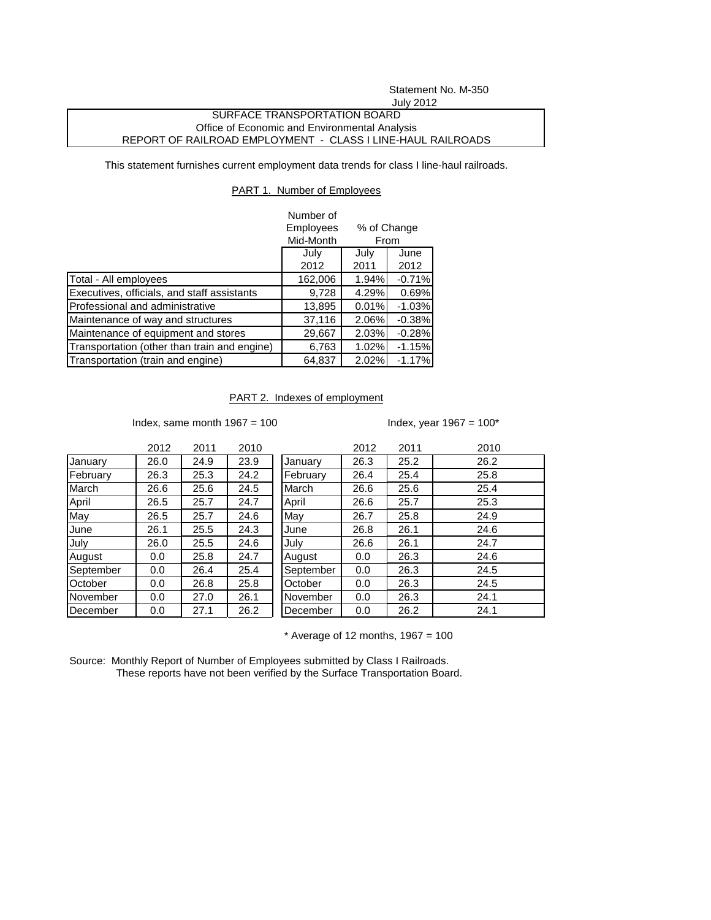Statement No. M-350
July 2012

SURFACE TRANSPORTATION BOARD
Office of Economic and Environmental Analysis
REPORT OF RAILROAD EMPLOYMENT - CLASS I LINE-HAUL RAILROADS

This statement furnishes current employment data trends for class I line-haul railroads.

## PART 1. Number of Employees

| | Number of Employees Mid-Month | % of Change From | |
|---|---|---|---|
| | July 2012 | July 2011 | June 2012 |
| Total - All employees | 162,006 | 1.94% | -0.71% |
| Executives, officials, and staff assistants | 9,728 | 4.29% | 0.69% |
| Professional and administrative | 13,895 | 0.01% | -1.03% |
| Maintenance of way and structures | 37,116 | 2.06% | -0.38% |
| Maintenance of equipment and stores | 29,667 | 2.03% | -0.28% |
| Transportation (other than train and engine) | 6,763 | 1.02% | -1.15% |
| Transportation (train and engine) | 64,837 | 2.02% | -1.17% |

## PART 2. Indexes of employment

Index, same month 1967 = 100

| | 2012 | 2011 | 2010 |
|---|---|---|---|
| January | 26.0 | 24.9 | 23.9 |
| February | 26.3 | 25.3 | 24.2 |
| March | 26.6 | 25.6 | 24.5 |
| April | 26.5 | 25.7 | 24.7 |
| May | 26.5 | 25.7 | 24.6 |
| June | 26.1 | 25.5 | 24.3 |
| July | 26.0 | 25.5 | 24.6 |
| August | 0.0 | 25.8 | 24.7 |
| September | 0.0 | 26.4 | 25.4 |
| October | 0.0 | 26.8 | 25.8 |
| November | 0.0 | 27.0 | 26.1 |
| December | 0.0 | 27.1 | 26.2 |

Index, year 1967 = 100*

| | 2012 | 2011 | 2010 |
|---|---|---|---|
| January | 26.3 | 25.2 | 26.2 |
| February | 26.4 | 25.4 | 25.8 |
| March | 26.6 | 25.6 | 25.4 |
| April | 26.6 | 25.7 | 25.3 |
| May | 26.7 | 25.8 | 24.9 |
| June | 26.8 | 26.1 | 24.6 |
| July | 26.6 | 26.1 | 24.7 |
| August | 0.0 | 26.3 | 24.6 |
| September | 0.0 | 26.3 | 24.5 |
| October | 0.0 | 26.3 | 24.5 |
| November | 0.0 | 26.3 | 24.1 |
| December | 0.0 | 26.2 | 24.1 |

* Average of 12 months, 1967 = 100

Source: Monthly Report of Number of Employees submitted by Class I Railroads.
These reports have not been verified by the Surface Transportation Board.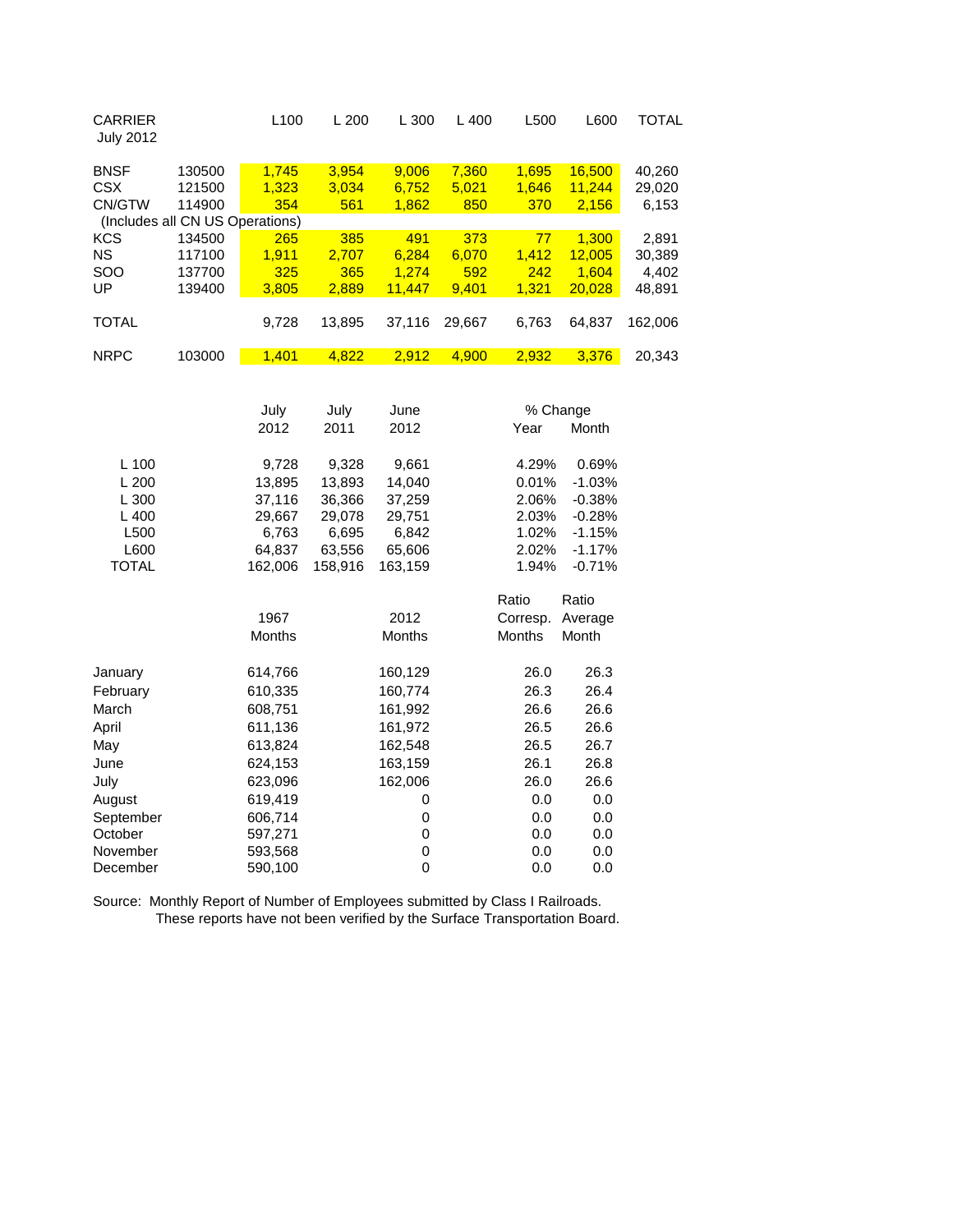| CARRIER July 2012 | | L100 | L 200 | L 300 | L 400 | L500 | L600 | TOTAL |
|---|---|---|---|---|---|---|---|---|
| BNSF | 130500 | 1,745 | 3,954 | 9,006 | 7,360 | 1,695 | 16,500 | 40,260 |
| CSX | 121500 | 1,323 | 3,034 | 6,752 | 5,021 | 1,646 | 11,244 | 29,020 |
| CN/GTW | 114900 | 354 | 561 | 1,862 | 850 | 370 | 2,156 | 6,153 |
| (Includes all CN US Operations) | | | | | | | | |
| KCS | 134500 | 265 | 385 | 491 | 373 | 77 | 1,300 | 2,891 |
| NS | 117100 | 1,911 | 2,707 | 6,284 | 6,070 | 1,412 | 12,005 | 30,389 |
| SOO | 137700 | 325 | 365 | 1,274 | 592 | 242 | 1,604 | 4,402 |
| UP | 139400 | 3,805 | 2,889 | 11,447 | 9,401 | 1,321 | 20,028 | 48,891 |
| TOTAL | | 9,728 | 13,895 | 37,116 | 29,667 | 6,763 | 64,837 | 162,006 |
| NRPC | 103000 | 1,401 | 4,822 | 2,912 | 4,900 | 2,932 | 3,376 | 20,343 |

| | July 2012 | July 2011 | June 2012 | % Change Year | % Change Month |
|---|---|---|---|---|---|
| L 100 | 9,728 | 9,328 | 9,661 | 4.29% | 0.69% |
| L 200 | 13,895 | 13,893 | 14,040 | 0.01% | -1.03% |
| L 300 | 37,116 | 36,366 | 37,259 | 2.06% | -0.38% |
| L 400 | 29,667 | 29,078 | 29,751 | 2.03% | -0.28% |
| L500 | 6,763 | 6,695 | 6,842 | 1.02% | -1.15% |
| L600 | 64,837 | 63,556 | 65,606 | 2.02% | -1.17% |
| TOTAL | 162,006 | 158,916 | 163,159 | 1.94% | -0.71% |

| | 1967 Months | 2012 Months | Ratio Corresp. Months | Ratio Average Month |
|---|---|---|---|---|
| January | 614,766 | 160,129 | 26.0 | 26.3 |
| February | 610,335 | 160,774 | 26.3 | 26.4 |
| March | 608,751 | 161,992 | 26.6 | 26.6 |
| April | 611,136 | 161,972 | 26.5 | 26.6 |
| May | 613,824 | 162,548 | 26.5 | 26.7 |
| June | 624,153 | 163,159 | 26.1 | 26.8 |
| July | 623,096 | 162,006 | 26.0 | 26.6 |
| August | 619,419 | 0 | 0.0 | 0.0 |
| September | 606,714 | 0 | 0.0 | 0.0 |
| October | 597,271 | 0 | 0.0 | 0.0 |
| November | 593,568 | 0 | 0.0 | 0.0 |
| December | 590,100 | 0 | 0.0 | 0.0 |

Source: Monthly Report of Number of Employees submitted by Class I Railroads.
These reports have not been verified by the Surface Transportation Board.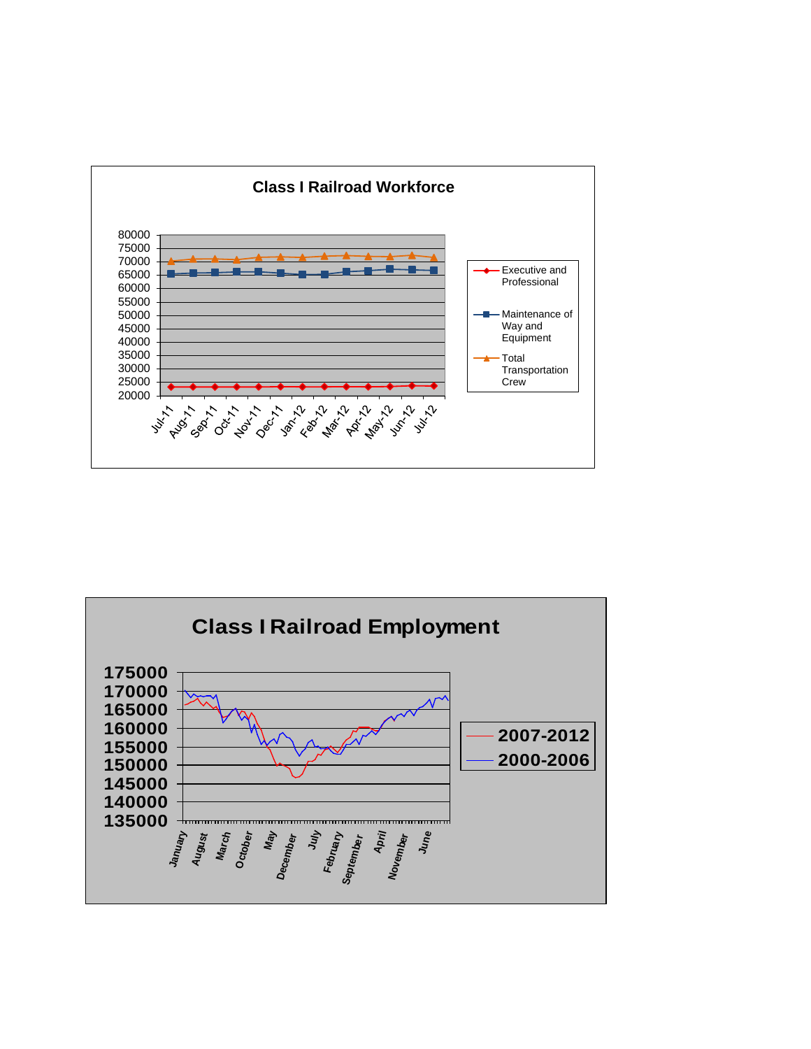Class I Railroad Workforce

80000
75000
70000
65000
60000
55000
50000
45000
40000
35000
30000
25000
20000

Jul-11
Aug-11
Sep-11
Oct-11
Nov-11
Dec-11
Jan-12
Feb-12
Mar-12
Apr-12
May-12
Jun-12
Jul-12

Executive and Professional

Maintenance of Way and Equipment

Total Transportation Crew

Class I Railroad Employment

175000
170000
165000
160000
155000
150000
145000
140000
135000

January
August
March
October
May
December
July
February
September
April
November
June

2007-2012

2000-2006